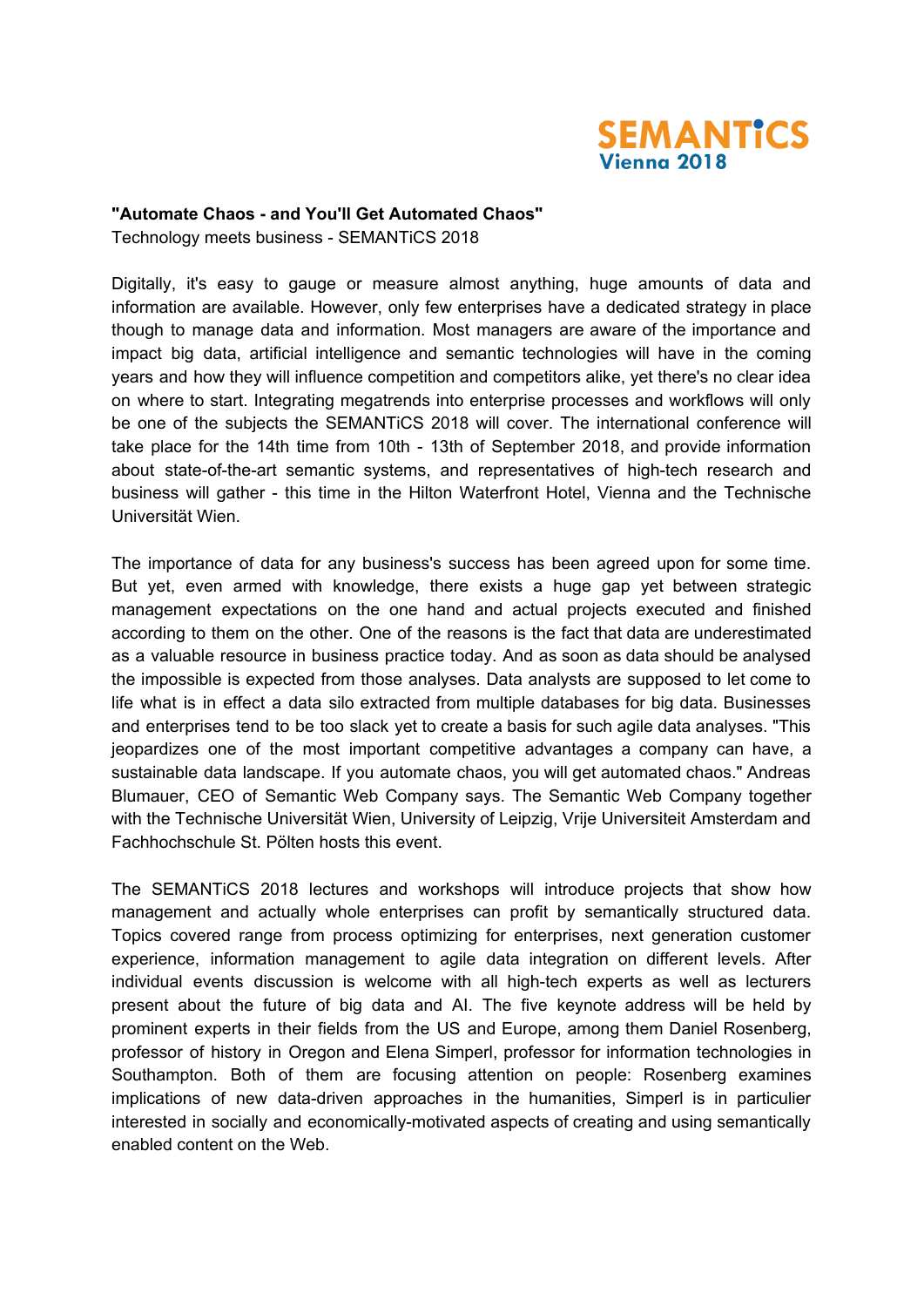SEMANTiCS
Vienna 2018

**"Automate Chaos - and You'll Get Automated Chaos"**

Technology meets business - SEMANTiCS 2018

Digitally, it's easy to gauge or measure almost anything, huge amounts of data and information are available. However, only few enterprises have a dedicated strategy in place though to manage data and information. Most managers are aware of the importance and impact big data, artificial intelligence and semantic technologies will have in the coming years and how they will influence competition and competitors alike, yet there's no clear idea on where to start. Integrating megatrends into enterprise processes and workflows will only be one of the subjects the SEMANTiCS 2018 will cover. The international conference will take place for the 14th time from 10th - 13th of September 2018, and provide information about state-of-the-art semantic systems, and representatives of high-tech research and business will gather - this time in the Hilton Waterfront Hotel, Vienna and the Technische Universität Wien.

The importance of data for any business's success has been agreed upon for some time. But yet, even armed with knowledge, there exists a huge gap yet between strategic management expectations on the one hand and actual projects executed and finished according to them on the other. One of the reasons is the fact that data are underestimated as a valuable resource in business practice today. And as soon as data should be analysed the impossible is expected from those analyses. Data analysts are supposed to let come to life what is in effect a data silo extracted from multiple databases for big data. Businesses and enterprises tend to be too slack yet to create a basis for such agile data analyses. "This jeopardizes one of the most important competitive advantages a company can have, a sustainable data landscape. If you automate chaos, you will get automated chaos." Andreas Blumauer, CEO of Semantic Web Company says. The Semantic Web Company together with the Technische Universität Wien, University of Leipzig, Vrije Universiteit Amsterdam and Fachhochschule St. Pölten hosts this event.

The SEMANTiCS 2018 lectures and workshops will introduce projects that show how management and actually whole enterprises can profit by semantically structured data. Topics covered range from process optimizing for enterprises, next generation customer experience, information management to agile data integration on different levels. After individual events discussion is welcome with all high-tech experts as well as lecturers present about the future of big data and AI. The five keynote address will be held by prominent experts in their fields from the US and Europe, among them Daniel Rosenberg, professor of history in Oregon and Elena Simperl, professor for information technologies in Southampton. Both of them are focusing attention on people: Rosenberg examines implications of new data-driven approaches in the humanities, Simperl is in particulier interested in socially and economically-motivated aspects of creating and using semantically enabled content on the Web.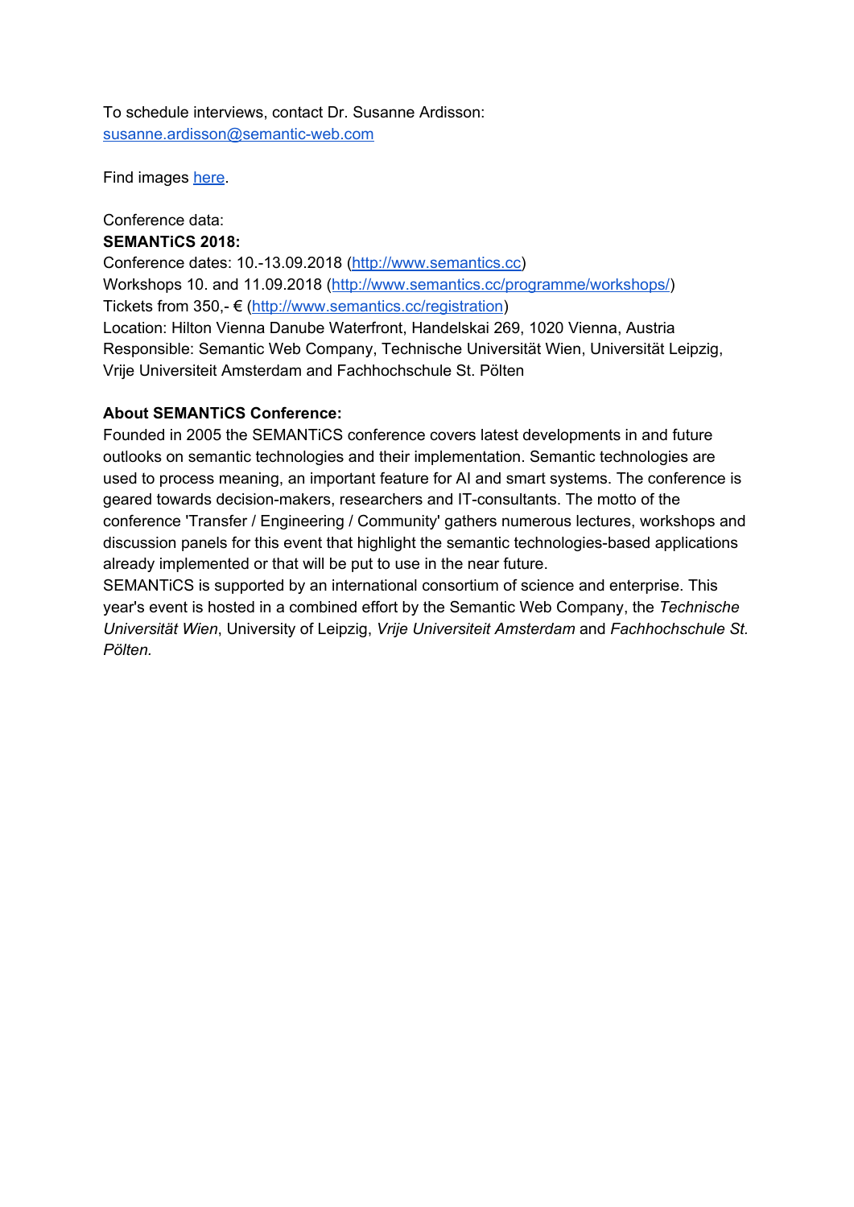To schedule interviews, contact Dr. Susanne Ardisson:
[susanne.ardisson@semantic-web.com](mailto:susanne.ardisson@semantic-web.com)

Find images [here](#).

Conference data:

**SEMANTiCS 2018:**

Conference dates: 10.-13.09.2018 ([http://www.semantics.cc](http://www.semantics.cc))
Workshops 10. and 11.09.2018 ([http://www.semantics.cc/programme/workshops/](http://www.semantics.cc/programme/workshops/))
Tickets from 350,- € ([http://www.semantics.cc/registration](http://www.semantics.cc/registration))
Location: Hilton Vienna Danube Waterfront, Handelskai 269, 1020 Vienna, Austria
Responsible: Semantic Web Company, Technische Universität Wien, Universität Leipzig, Vrije Universiteit Amsterdam and Fachhochschule St. Pölten

**About SEMANTiCS Conference:**

Founded in 2005 the SEMANTiCS conference covers latest developments in and future outlooks on semantic technologies and their implementation. Semantic technologies are used to process meaning, an important feature for AI and smart systems. The conference is geared towards decision-makers, researchers and IT-consultants. The motto of the conference 'Transfer / Engineering / Community' gathers numerous lectures, workshops and discussion panels for this event that highlight the semantic technologies-based applications already implemented or that will be put to use in the near future.
SEMANTiCS is supported by an international consortium of science and enterprise. This year's event is hosted in a combined effort by the Semantic Web Company, the *Technische Universität Wien*, University of Leipzig, *Vrije Universiteit Amsterdam* and *Fachhochschule St. Pölten.*